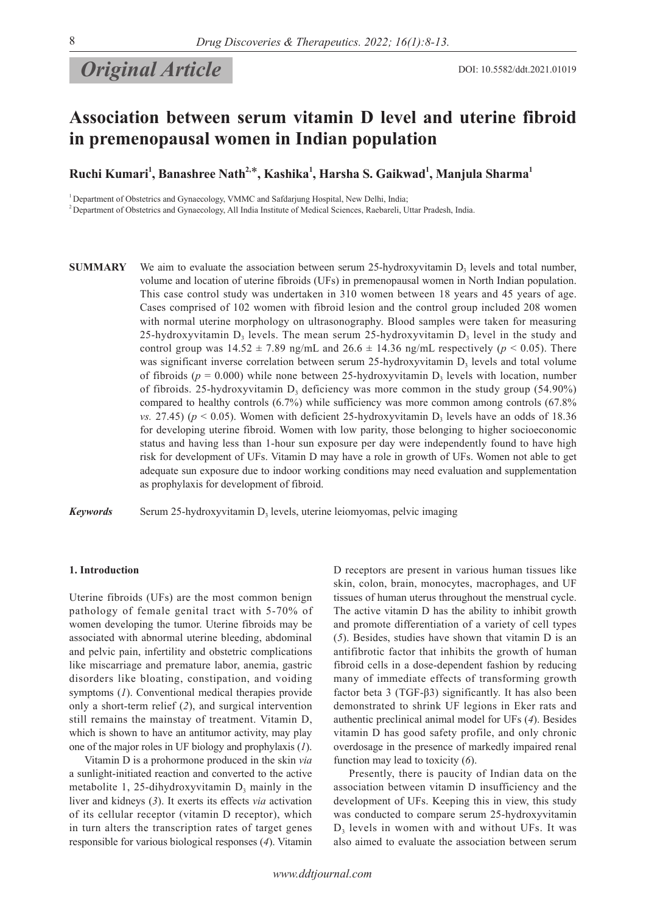*Original Article*

DOI: 10.5582/ddt.2021.01019

# Association between serum vitamin D level and uterine fibroid in premenopausal women in Indian population

**Ruchi Kumari[1], Banashree Nath[2,*], Kashika[1], Harsha S. Gaikwad[1], Manjula Sharma[1]**

[1] Department of Obstetrics and Gynaecology, VMMC and Safdarjung Hospital, New Delhi, India;

[2] Department of Obstetrics and Gynaecology, All India Institute of Medical Sciences, Raebareli, Uttar Pradesh, India.

**SUMMARY** We aim to evaluate the association between serum 25-hydroxyvitamin $D_3$ levels and total number, volume and location of uterine fibroids (UFs) in premenopausal women in North Indian population. This case control study was undertaken in 310 women between 18 years and 45 years of age. Cases comprised of 102 women with fibroid lesion and the control group included 208 women with normal uterine morphology on ultrasonography. Blood samples were taken for measuring 25-hydroxyvitamin $D_3$ levels. The mean serum 25-hydroxyvitamin $D_3$ level in the study and control group was 14.52 ± 7.89 ng/mL and 26.6 ± 14.36 ng/mL respectively ($p < 0.05$). There was significant inverse correlation between serum 25-hydroxyvitamin $D_3$ levels and total volume of fibroids ($p = 0.000$) while none between 25-hydroxyvitamin $D_3$ levels with location, number of fibroids. 25-hydroxyvitamin $D_3$ deficiency was more common in the study group (54.90%) compared to healthy controls (6.7%) while sufficiency was more common among controls (67.8% *vs.* 27.45) ($p < 0.05$). Women with deficient 25-hydroxyvitamin $D_3$ levels have an odds of 18.36 for developing uterine fibroid. Women with low parity, those belonging to higher socioeconomic status and having less than 1-hour sun exposure per day were independently found to have high risk for development of UFs. Vitamin D may have a role in growth of UFs. Women not able to get adequate sun exposure due to indoor working conditions may need evaluation and supplementation as prophylaxis for development of fibroid.

***Keywords*** Serum 25-hydroxyvitamin $D_3$ levels, uterine leiomyomas, pelvic imaging

## 1. Introduction

Uterine fibroids (UFs) are the most common benign pathology of female genital tract with 5-70% of women developing the tumor. Uterine fibroids may be associated with abnormal uterine bleeding, abdominal and pelvic pain, infertility and obstetric complications like miscarriage and premature labor, anemia, gastric disorders like bloating, constipation, and voiding symptoms (*1*). Conventional medical therapies provide only a short-term relief (*2*), and surgical intervention still remains the mainstay of treatment. Vitamin D, which is shown to have an antitumor activity, may play one of the major roles in UF biology and prophylaxis (*1*).

Vitamin D is a prohormone produced in the skin *via* a sunlight-initiated reaction and converted to the active metabolite 1, 25-dihydroxyvitamin $D_3$ mainly in the liver and kidneys (*3*). It exerts its effects *via* activation of its cellular receptor (vitamin D receptor), which in turn alters the transcription rates of target genes responsible for various biological responses (*4*). Vitamin D receptors are present in various human tissues like skin, colon, brain, monocytes, macrophages, and UF tissues of human uterus throughout the menstrual cycle. The active vitamin D has the ability to inhibit growth and promote differentiation of a variety of cell types (*5*). Besides, studies have shown that vitamin D is an antifibrotic factor that inhibits the growth of human fibroid cells in a dose-dependent fashion by reducing many of immediate effects of transforming growth factor beta 3 (TGF-β3) significantly. It has also been demonstrated to shrink UF legions in Eker rats and authentic preclinical animal model for UFs (*4*). Besides vitamin D has good safety profile, and only chronic overdosage in the presence of markedly impaired renal function may lead to toxicity (*6*).

Presently, there is paucity of Indian data on the association between vitamin D insufficiency and the development of UFs. Keeping this in view, this study was conducted to compare serum 25-hydroxyvitamin $D_3$ levels in women with and without UFs. It was also aimed to evaluate the association between serum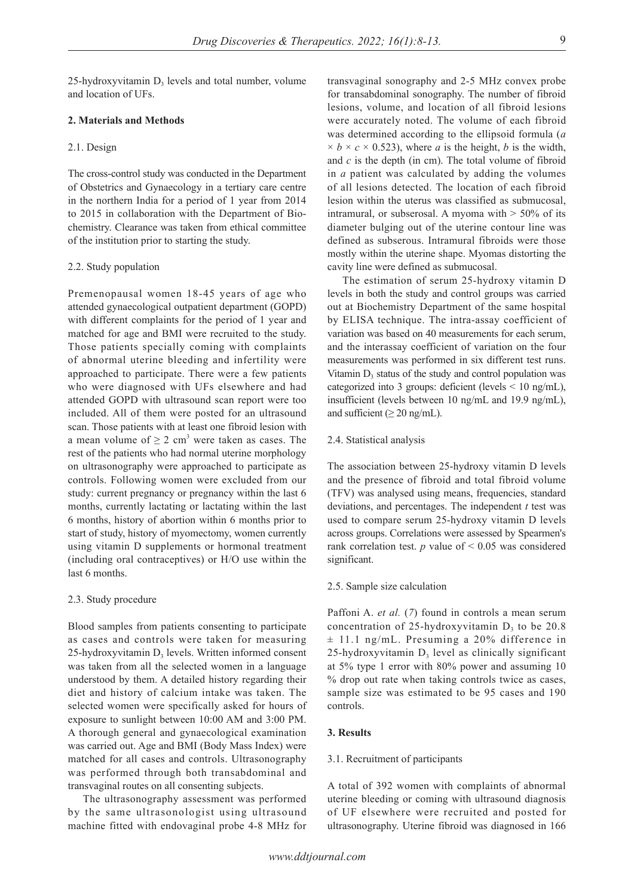25-hydroxyvitamin $D_3$ levels and total number, volume and location of UFs.

## 2. Materials and Methods

### 2.1. Design

The cross-control study was conducted in the Department of Obstetrics and Gynaecology in a tertiary care centre in the northern India for a period of 1 year from 2014 to 2015 in collaboration with the Department of Biochemistry. Clearance was taken from ethical committee of the institution prior to starting the study.

### 2.2. Study population

Premenopausal women 18-45 years of age who attended gynaecological outpatient department (GOPD) with different complaints for the period of 1 year and matched for age and BMI were recruited to the study. Those patients specially coming with complaints of abnormal uterine bleeding and infertility were approached to participate. There were a few patients who were diagnosed with UFs elsewhere and had attended GOPD with ultrasound scan report were too included. All of them were posted for an ultrasound scan. Those patients with at least one fibroid lesion with a mean volume of $\geq 2$ $cm^3$ were taken as cases. The rest of the patients who had normal uterine morphology on ultrasonography were approached to participate as controls. Following women were excluded from our study: current pregnancy or pregnancy within the last 6 months, currently lactating or lactating within the last 6 months, history of abortion within 6 months prior to start of study, history of myomectomy, women currently using vitamin D supplements or hormonal treatment (including oral contraceptives) or H/O use within the last 6 months.

### 2.3. Study procedure

Blood samples from patients consenting to participate as cases and controls were taken for measuring 25-hydroxyvitamin $D_3$ levels. Written informed consent was taken from all the selected women in a language understood by them. A detailed history regarding their diet and history of calcium intake was taken. The selected women were specifically asked for hours of exposure to sunlight between 10:00 AM and 3:00 PM. A thorough general and gynaecological examination was carried out. Age and BMI (Body Mass Index) were matched for all cases and controls. Ultrasonography was performed through both transabdominal and transvaginal routes on all consenting subjects.

The ultrasonography assessment was performed by the same ultrasonologist using ultrasound machine fitted with endovaginal probe 4-8 MHz for transvaginal sonography and 2-5 MHz convex probe for transabdominal sonography. The number of fibroid lesions, volume, and location of all fibroid lesions were accurately noted. The volume of each fibroid was determined according to the ellipsoid formula ($a \times b \times c \times 0.523$), where $a$ is the height, $b$ is the width, and $c$ is the depth (in cm). The total volume of fibroid in *a* patient was calculated by adding the volumes of all lesions detected. The location of each fibroid lesion within the uterus was classified as submucosal, intramural, or subserosal. A myoma with > 50% of its diameter bulging out of the uterine contour line was defined as subserous. Intramural fibroids were those mostly within the uterine shape. Myomas distorting the cavity line were defined as submucosal.

The estimation of serum 25-hydroxy vitamin D levels in both the study and control groups was carried out at Biochemistry Department of the same hospital by ELISA technique. The intra-assay coefficient of variation was based on 40 measurements for each serum, and the interassay coefficient of variation on the four measurements was performed in six different test runs. Vitamin $D_3$ status of the study and control population was categorized into 3 groups: deficient (levels < 10 ng/mL), insufficient (levels between 10 ng/mL and 19.9 ng/mL), and sufficient ($\geq$ 20 ng/mL).

### 2.4. Statistical analysis

The association between 25-hydroxy vitamin D levels and the presence of fibroid and total fibroid volume (TFV) was analysed using means, frequencies, standard deviations, and percentages. The independent $t$ test was used to compare serum 25-hydroxy vitamin D levels across groups. Correlations were assessed by Spearmen's rank correlation test. $p$ value of $< 0.05$ was considered significant.

### 2.5. Sample size calculation

Paffoni A. *et al.* (*7*) found in controls a mean serum concentration of 25-hydroxyvitamin $D_3$ to be 20.8 ± 11.1 ng/mL. Presuming a 20% difference in 25-hydroxyvitamin $D_3$ level as clinically significant at 5% type 1 error with 80% power and assuming 10 % drop out rate when taking controls twice as cases, sample size was estimated to be 95 cases and 190 controls.

## 3. Results

### 3.1. Recruitment of participants

A total of 392 women with complaints of abnormal uterine bleeding or coming with ultrasound diagnosis of UF elsewhere were recruited and posted for ultrasonography. Uterine fibroid was diagnosed in 166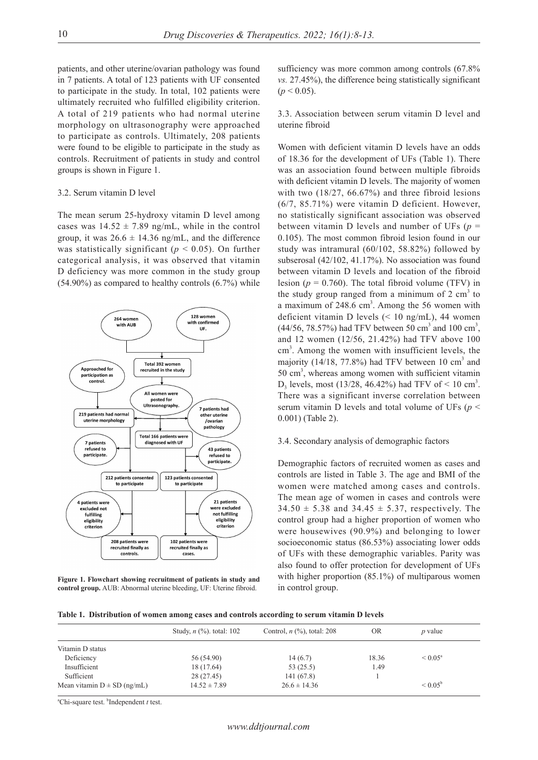patients, and other uterine/ovarian pathology was found in 7 patients. A total of 123 patients with UF consented to participate in the study. In total, 102 patients were ultimately recruited who fulfilled eligibility criterion. A total of 219 patients who had normal uterine morphology on ultrasonography were approached to participate as controls. Ultimately, 208 patients were found to be eligible to participate in the study as controls. Recruitment of patients in study and control groups is shown in Figure 1.

### 3.2. Serum vitamin D level

The mean serum 25-hydroxy vitamin D level among cases was $14.52 \pm 7.89$ ng/mL, while in the control group, it was $26.6 \pm 14.36$ ng/mL, and the difference was statistically significant ($p < 0.05$). On further categorical analysis, it was observed that vitamin D deficiency was more common in the study group (54.90%) as compared to healthy controls (6.7%) while sufficiency was more common among controls (67.8% *vs.* 27.45%), the difference being statistically significant ($p < 0.05$).

**Figure 1. Flowchart showing recruitment of patients in study and control group.** AUB: Abnormal uterine bleeding, UF: Uterine fibroid.

### 3.3. Association between serum vitamin D level and uterine fibroid

Women with deficient vitamin D levels have an odds of 18.36 for the development of UFs (Table 1). There was an association found between multiple fibroids with deficient vitamin D levels. The majority of women with two (18/27, 66.67%) and three fibroid lesions (6/7, 85.71%) were vitamin D deficient. However, no statistically significant association was observed between vitamin D levels and number of UFs ($p = 0.105$). The most common fibroid lesion found in our study was intramural (60/102, 58.82%) followed by subserosal (42/102, 41.17%). No association was found between vitamin D levels and location of the fibroid lesion ($p = 0.760$). The total fibroid volume (TFV) in the study group ranged from a minimum of 2 $cm^3$ to a maximum of 248.6 $cm^3$. Among the 56 women with deficient vitamin D levels (< 10 ng/mL), 44 women (44/56, 78.57%) had TFV between 50 $cm^3$ and 100 $cm^3$, and 12 women (12/56, 21.42%) had TFV above 100 $cm^3$. Among the women with insufficient levels, the majority (14/18, 77.8%) had TFV between 10 $cm^3$ and 50 $cm^3$, whereas among women with sufficient vitamin $D_3$ levels, most (13/28, 46.42%) had TFV of < 10 $cm^3$. There was a significant inverse correlation between serum vitamin D levels and total volume of UFs ($p < 0.001$) (Table 2).

### 3.4. Secondary analysis of demographic factors

Demographic factors of recruited women as cases and controls are listed in Table 3. The age and BMI of the women were matched among cases and controls. The mean age of women in cases and controls were $34.50 \pm 5.38$ and $34.45 \pm 5.37$, respectively. The control group had a higher proportion of women who were housewives (90.9%) and belonging to lower socioeconomic status (86.53%) associating lower odds of UFs with these demographic variables. Parity was also found to offer protection for development of UFs with higher proportion (85.1%) of multiparous women in control group.

**Table 1. Distribution of women among cases and controls according to serum vitamin D levels**

| | Study, *n* (%). total: 102 | Control, *n* (%), total: 208 | OR | *p* value |
|---|---|---|---|---|
| Vitamin D status | | | | |
| Deficiency | 56 (54.90) | 14 (6.7) | 18.36 | < 0.05[a] |
| Insufficient | 18 (17.64) | 53 (25.5) | 1.49 | |
| Sufficient | 28 (27.45) | 141 (67.8) | 1 | |
| Mean vitamin D ± SD (ng/mL) | 14.52 ± 7.89 | 26.6 ± 14.36 | | < 0.05[b] |

[a]Chi-square test. [b]Independent *t* test.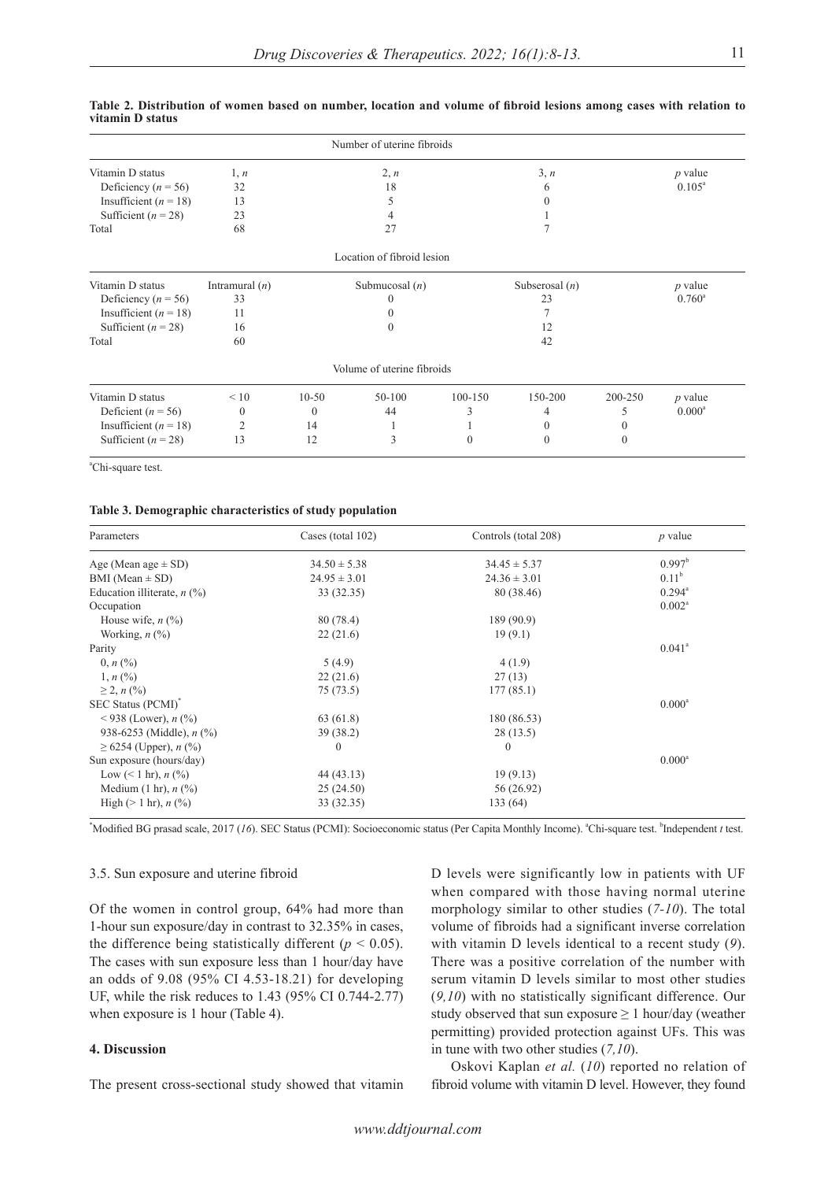**Table 2. Distribution of women based on number, location and volume of fibroid lesions among cases with relation to vitamin D status**

| Number of uterine fibroids | | | | |
|---|---|---|---|---|
| Vitamin D status | 1, *n* | 2, *n* | 3, *n* | *p* value |
| Deficiency ($n = 56$) | 32 | 18 | 6 | 0.105[a] |
| Insufficient ($n = 18$) | 13 | 5 | 0 | |
| Sufficient ($n = 28$) | 23 | 4 | 1 | |
| Total | 68 | 27 | 7 | |

| Location of fibroid lesion | | | | |
|---|---|---|---|---|
| Vitamin D status | Intramural (*n*) | Submucosal (*n*) | Subserosal (*n*) | *p* value |
| Deficiency ($n = 56$) | 33 | 0 | 23 | 0.760[a] |
| Insufficient ($n = 18$) | 11 | 0 | 7 | |
| Sufficient ($n = 28$) | 16 | 0 | 12 | |
| Total | 60 | | 42 | |

| Volume of uterine fibroids | | | | | | | |
|---|---|---|---|---|---|---|---|
| Vitamin D status | < 10 | 10-50 | 50-100 | 100-150 | 150-200 | 200-250 | *p* value |
| Deficient ($n = 56$) | 0 | 0 | 44 | 3 | 4 | 5 | 0.000[a] |
| Insufficient ($n = 18$) | 2 | 14 | 1 | 1 | 0 | 0 | |
| Sufficient ($n = 28$) | 13 | 12 | 3 | 0 | 0 | 0 | |

[a]Chi-square test.

**Table 3. Demographic characteristics of study population**

| Parameters | Cases (total 102) | Controls (total 208) | *p* value |
|---|---|---|---|
| Age (Mean age ± SD) | 34.50 ± 5.38 | 34.45 ± 5.37 | 0.997[b] |
| BMI (Mean ± SD) | 24.95 ± 3.01 | 24.36 ± 3.01 | 0.11[b] |
| Education illiterate, *n* (%) | 33 (32.35) | 80 (38.46) | 0.294[a] |
| Occupation | | | 0.002[a] |
| House wife, *n* (%) | 80 (78.4) | 189 (90.9) | |
| Working, *n* (%) | 22 (21.6) | 19 (9.1) | |
| Parity | | | 0.041[a] |
| 0, *n* (%) | 5 (4.9) | 4 (1.9) | |
| 1, *n* (%) | 22 (21.6) | 27 (13) | |
| ≥ 2, *n* (%) | 75 (73.5) | 177 (85.1) | |
| SEC Status (PCMI)[*] | | | 0.000[a] |
| < 938 (Lower), *n* (%) | 63 (61.8) | 180 (86.53) | |
| 938-6253 (Middle), *n* (%) | 39 (38.2) | 28 (13.5) | |
| ≥ 6254 (Upper), *n* (%) | 0 | 0 | |
| Sun exposure (hours/day) | | | 0.000[a] |
| Low (< 1 hr), *n* (%) | 44 (43.13) | 19 (9.13) | |
| Medium (1 hr), *n* (%) | 25 (24.50) | 56 (26.92) | |
| High (> 1 hr), *n* (%) | 33 (32.35) | 133 (64) | |

[*]Modified BG prasad scale, 2017 (*16*). SEC Status (PCMI): Socioeconomic status (Per Capita Monthly Income). [a]Chi-square test. [b]Independent *t* test.

### 3.5. Sun exposure and uterine fibroid

Of the women in control group, 64% had more than 1-hour sun exposure/day in contrast to 32.35% in cases, the difference being statistically different ($p < 0.05$). The cases with sun exposure less than 1 hour/day have an odds of 9.08 (95% CI 4.53-18.21) for developing UF, while the risk reduces to 1.43 (95% CI 0.744-2.77) when exposure is 1 hour (Table 4).

## 4. Discussion

The present cross-sectional study showed that vitamin D levels were significantly low in patients with UF when compared with those having normal uterine morphology similar to other studies (*7-10*). The total volume of fibroids had a significant inverse correlation with vitamin D levels identical to a recent study (*9*). There was a positive correlation of the number with serum vitamin D levels similar to most other studies (*9,10*) with no statistically significant difference. Our study observed that sun exposure ≥ 1 hour/day (weather permitting) provided protection against UFs. This was in tune with two other studies (*7,10*).

Oskovi Kaplan *et al.* (*10*) reported no relation of fibroid volume with vitamin D level. However, they found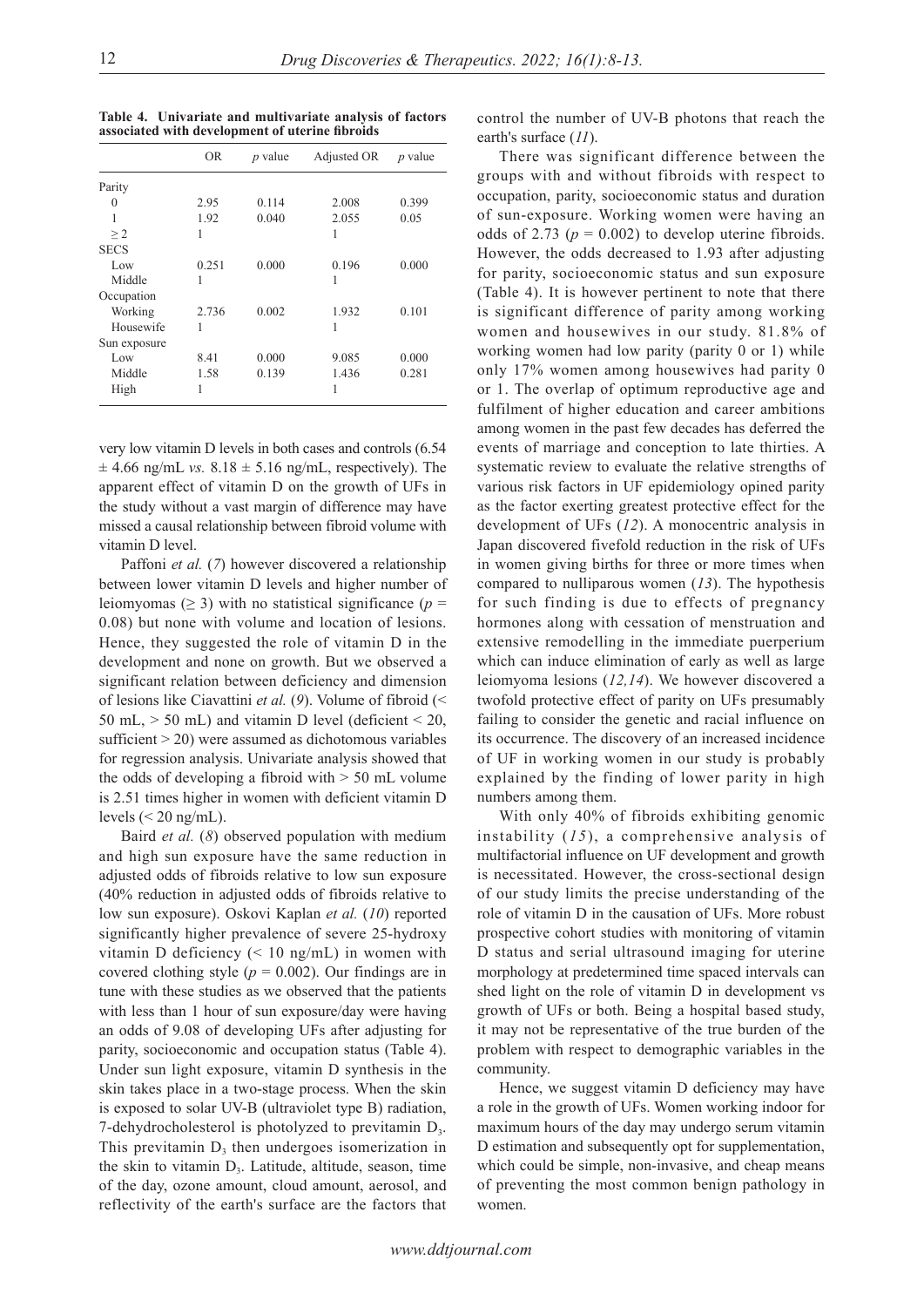**Table 4. Univariate and multivariate analysis of factors associated with development of uterine fibroids**

| | OR | $p$ value | Adjusted OR | $p$ value |
|---|---|---|---|---|
| Parity | | | | |
| 0 | 2.95 | 0.114 | 2.008 | 0.399 |
| 1 | 1.92 | 0.040 | 2.055 | 0.05 |
| ≥ 2 | 1 | | 1 | |
| SECS | | | | |
| Low | 0.251 | 0.000 | 0.196 | 0.000 |
| Middle | 1 | | 1 | |
| Occupation | | | | |
| Working | 2.736 | 0.002 | 1.932 | 0.101 |
| Housewife | 1 | | 1 | |
| Sun exposure | | | | |
| Low | 8.41 | 0.000 | 9.085 | 0.000 |
| Middle | 1.58 | 0.139 | 1.436 | 0.281 |
| High | 1 | | 1 | |

very low vitamin D levels in both cases and controls (6.54 ± 4.66 ng/mL *vs.* 8.18 ± 5.16 ng/mL, respectively). The apparent effect of vitamin D on the growth of UFs in the study without a vast margin of difference may have missed a causal relationship between fibroid volume with vitamin D level.

Paffoni *et al.* (*7*) however discovered a relationship between lower vitamin D levels and higher number of leiomyomas (≥ 3) with no statistical significance ($p$ = 0.08) but none with volume and location of lesions. Hence, they suggested the role of vitamin D in the development and none on growth. But we observed a significant relation between deficiency and dimension of lesions like Ciavattini *et al.* (*9*). Volume of fibroid (< 50 mL, > 50 mL) and vitamin D level (deficient < 20, sufficient > 20) were assumed as dichotomous variables for regression analysis. Univariate analysis showed that the odds of developing a fibroid with > 50 mL volume is 2.51 times higher in women with deficient vitamin D levels (< 20 ng/mL).

Baird *et al.* (*8*) observed population with medium and high sun exposure have the same reduction in adjusted odds of fibroids relative to low sun exposure (40% reduction in adjusted odds of fibroids relative to low sun exposure). Oskovi Kaplan *et al.* (*10*) reported significantly higher prevalence of severe 25-hydroxy vitamin D deficiency (< 10 ng/mL) in women with covered clothing style ($p$ = 0.002). Our findings are in tune with these studies as we observed that the patients with less than 1 hour of sun exposure/day were having an odds of 9.08 of developing UFs after adjusting for parity, socioeconomic and occupation status (Table 4). Under sun light exposure, vitamin D synthesis in the skin takes place in a two-stage process. When the skin is exposed to solar UV-B (ultraviolet type B) radiation, 7-dehydrocholesterol is photolyzed to previtamin $D_3$. This previtamin $D_3$ then undergoes isomerization in the skin to vitamin $D_3$. Latitude, altitude, season, time of the day, ozone amount, cloud amount, aerosol, and reflectivity of the earth's surface are the factors that control the number of UV-B photons that reach the earth's surface (*11*).

There was significant difference between the groups with and without fibroids with respect to occupation, parity, socioeconomic status and duration of sun-exposure. Working women were having an odds of 2.73 ($p$ = 0.002) to develop uterine fibroids. However, the odds decreased to 1.93 after adjusting for parity, socioeconomic status and sun exposure (Table 4). It is however pertinent to note that there is significant difference of parity among working women and housewives in our study. 81.8% of working women had low parity (parity 0 or 1) while only 17% women among housewives had parity 0 or 1. The overlap of optimum reproductive age and fulfilment of higher education and career ambitions among women in the past few decades has deferred the events of marriage and conception to late thirties. A systematic review to evaluate the relative strengths of various risk factors in UF epidemiology opined parity as the factor exerting greatest protective effect for the development of UFs (*12*). A monocentric analysis in Japan discovered fivefold reduction in the risk of UFs in women giving births for three or more times when compared to nulliparous women (*13*). The hypothesis for such finding is due to effects of pregnancy hormones along with cessation of menstruation and extensive remodelling in the immediate puerperium which can induce elimination of early as well as large leiomyoma lesions (*12,14*). We however discovered a twofold protective effect of parity on UFs presumably failing to consider the genetic and racial influence on its occurrence. The discovery of an increased incidence of UF in working women in our study is probably explained by the finding of lower parity in high numbers among them.

With only 40% of fibroids exhibiting genomic instability (*15*), a comprehensive analysis of multifactorial influence on UF development and growth is necessitated. However, the cross-sectional design of our study limits the precise understanding of the role of vitamin D in the causation of UFs. More robust prospective cohort studies with monitoring of vitamin D status and serial ultrasound imaging for uterine morphology at predetermined time spaced intervals can shed light on the role of vitamin D in development vs growth of UFs or both. Being a hospital based study, it may not be representative of the true burden of the problem with respect to demographic variables in the community.

Hence, we suggest vitamin D deficiency may have a role in the growth of UFs. Women working indoor for maximum hours of the day may undergo serum vitamin D estimation and subsequently opt for supplementation, which could be simple, non-invasive, and cheap means of preventing the most common benign pathology in women.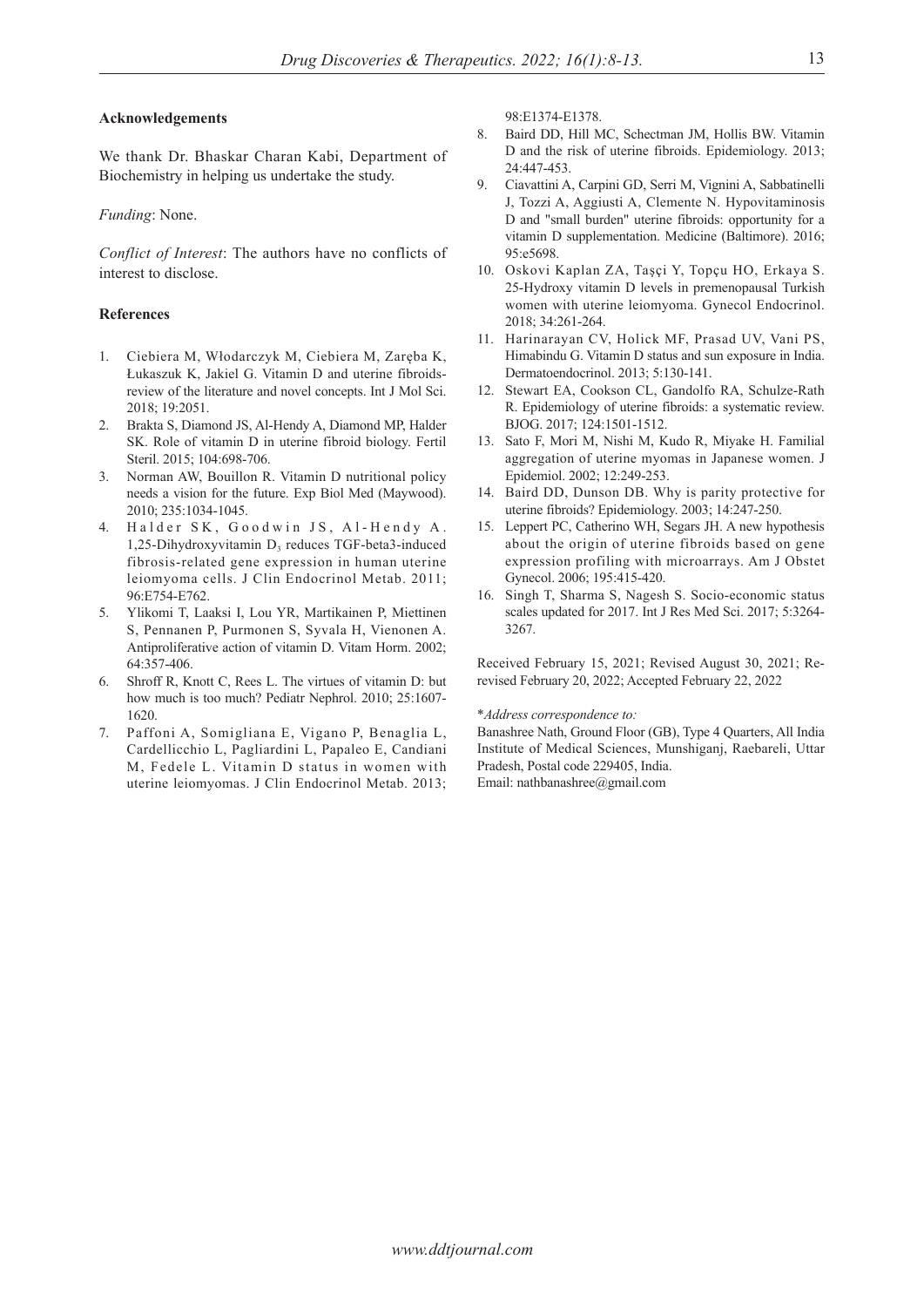## Acknowledgements

We thank Dr. Bhaskar Charan Kabi, Department of Biochemistry in helping us undertake the study.

*Funding*: None.

*Conflict of Interest*: The authors have no conflicts of interest to disclose.

## References

1. Ciebiera M, Włodarczyk M, Ciebiera M, Zaręba K, Łukaszuk K, Jakiel G. Vitamin D and uterine fibroids-review of the literature and novel concepts. Int J Mol Sci. 2018; 19:2051.
2. Brakta S, Diamond JS, Al-Hendy A, Diamond MP, Halder SK. Role of vitamin D in uterine fibroid biology. Fertil Steril. 2015; 104:698-706.
3. Norman AW, Bouillon R. Vitamin D nutritional policy needs a vision for the future. Exp Biol Med (Maywood). 2010; 235:1034-1045.
4. Halder SK, Goodwin JS, Al-Hendy A. 1,25-Dihydroxyvitamin $D_3$ reduces TGF-beta3-induced fibrosis-related gene expression in human uterine leiomyoma cells. J Clin Endocrinol Metab. 2011; 96:E754-E762.
5. Ylikomi T, Laaksi I, Lou YR, Martikainen P, Miettinen S, Pennanen P, Purmonen S, Syvala H, Vienonen A. Antiproliferative action of vitamin D. Vitam Horm. 2002; 64:357-406.
6. Shroff R, Knott C, Rees L. The virtues of vitamin D: but how much is too much? Pediatr Nephrol. 2010; 25:1607-1620.
7. Paffoni A, Somigliana E, Vigano P, Benaglia L, Cardellicchio L, Pagliardini L, Papaleo E, Candiani M, Fedele L. Vitamin D status in women with uterine leiomyomas. J Clin Endocrinol Metab. 2013; 98:E1374-E1378.
8. Baird DD, Hill MC, Schectman JM, Hollis BW. Vitamin D and the risk of uterine fibroids. Epidemiology. 2013; 24:447-453.
9. Ciavattini A, Carpini GD, Serri M, Vignini A, Sabbatinelli J, Tozzi A, Aggiusti A, Clemente N. Hypovitaminosis D and "small burden" uterine fibroids: opportunity for a vitamin D supplementation. Medicine (Baltimore). 2016; 95:e5698.
10. Oskovi Kaplan ZA, Taşçi Y, Topçu HO, Erkaya S. 25-Hydroxy vitamin D levels in premenopausal Turkish women with uterine leiomyoma. Gynecol Endocrinol. 2018; 34:261-264.
11. Harinarayan CV, Holick MF, Prasad UV, Vani PS, Himabindu G. Vitamin D status and sun exposure in India. Dermatoendocrinol. 2013; 5:130-141.
12. Stewart EA, Cookson CL, Gandolfo RA, Schulze-Rath R. Epidemiology of uterine fibroids: a systematic review. BJOG. 2017; 124:1501-1512.
13. Sato F, Mori M, Nishi M, Kudo R, Miyake H. Familial aggregation of uterine myomas in Japanese women. J Epidemiol. 2002; 12:249-253.
14. Baird DD, Dunson DB. Why is parity protective for uterine fibroids? Epidemiology. 2003; 14:247-250.
15. Leppert PC, Catherino WH, Segars JH. A new hypothesis about the origin of uterine fibroids based on gene expression profiling with microarrays. Am J Obstet Gynecol. 2006; 195:415-420.
16. Singh T, Sharma S, Nagesh S. Socio-economic status scales updated for 2017. Int J Res Med Sci. 2017; 5:3264-3267.

Received February 15, 2021; Revised August 30, 2021; Re-revised February 20, 2022; Accepted February 22, 2022

*\*Address correspondence to:*
Banashree Nath, Ground Floor (GB), Type 4 Quarters, All India Institute of Medical Sciences, Munshiganj, Raebareli, Uttar Pradesh, Postal code 229405, India.
Email: nathbanashree@gmail.com